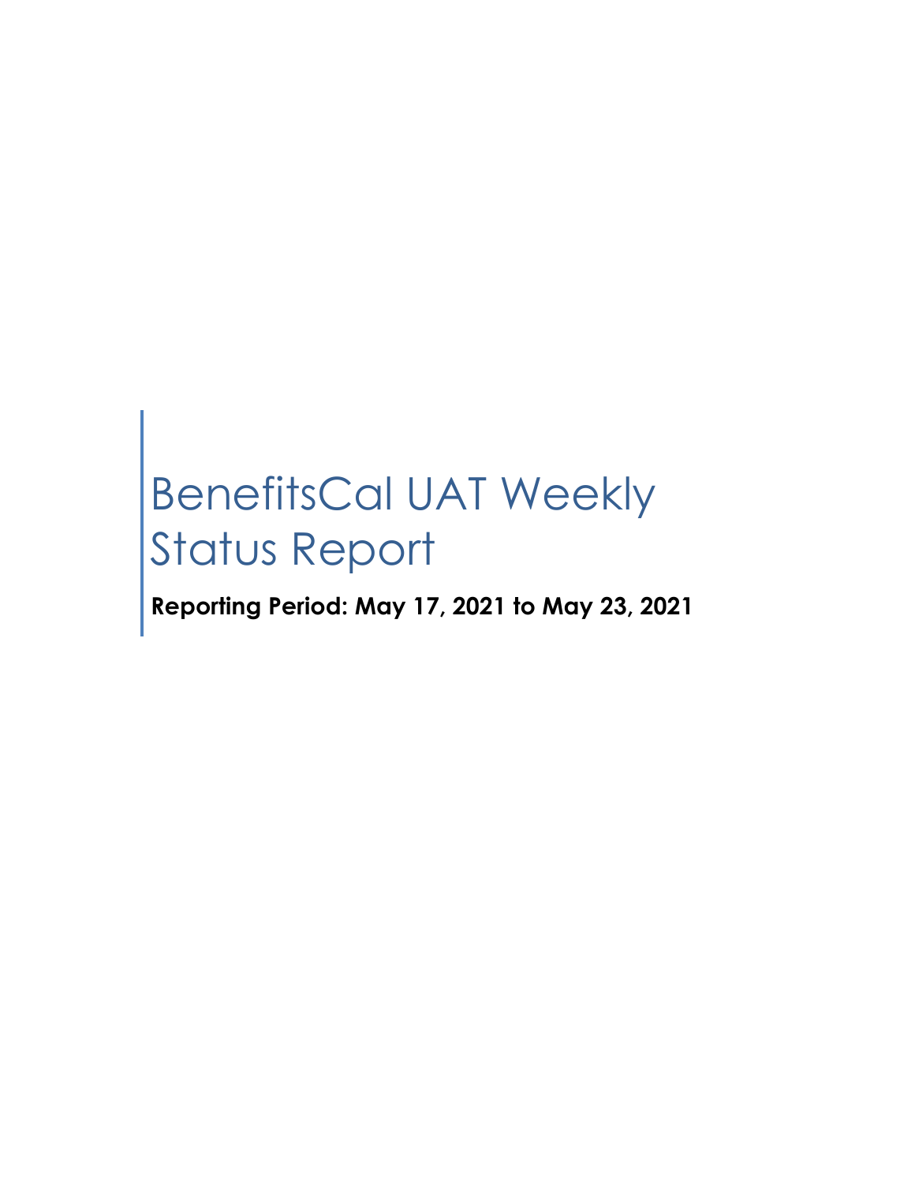# BenefitsCal UAT Weekly Status Report

**Reporting Period: May 17, 2021 to May 23, 2021**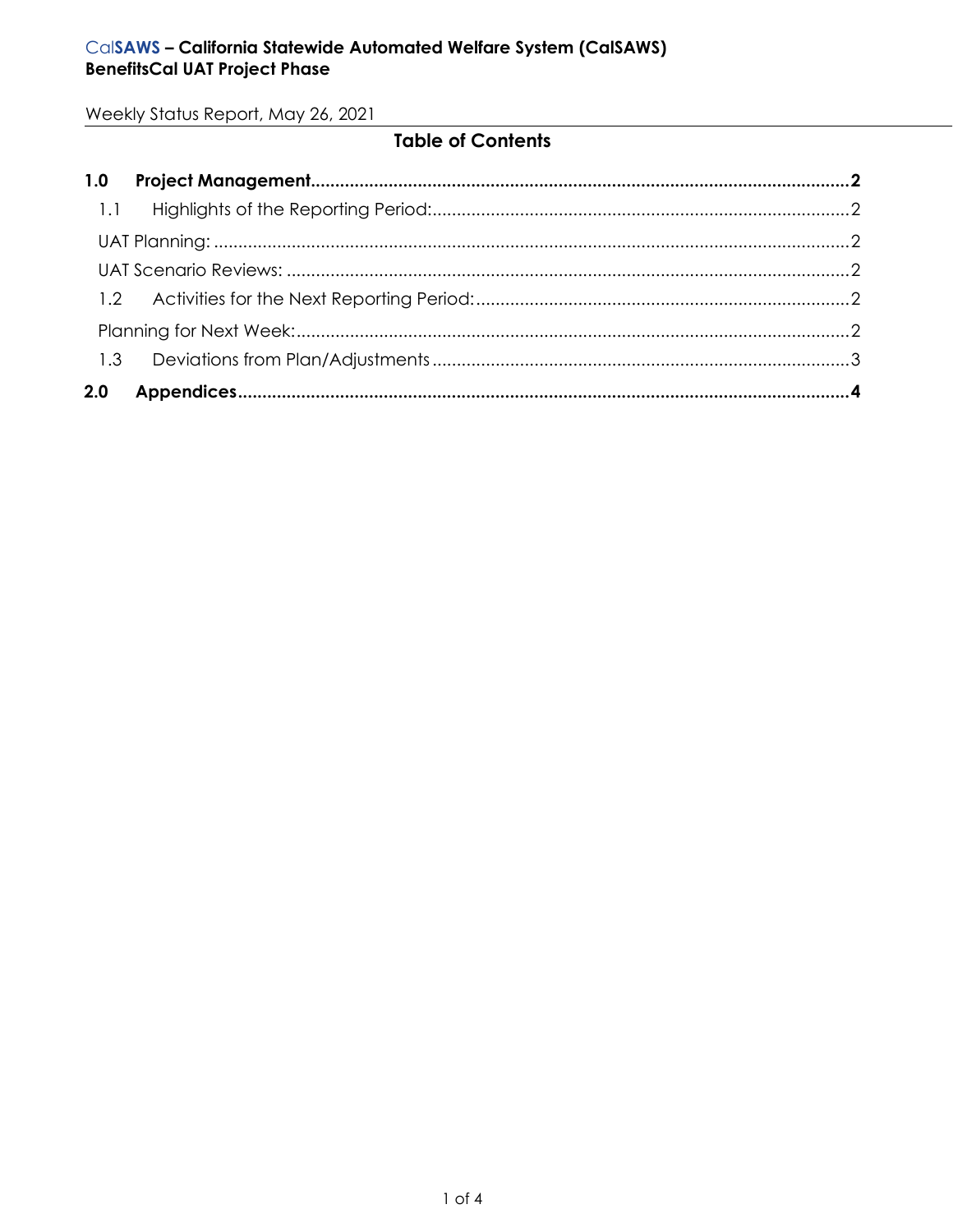**CalSAWS – California Statewide Automated Welfare System (CalSAWS)**
**BenefitsCal UAT Project Phase**

Weekly Status Report, May 26, 2021

## Table of Contents

**1.0 Project Management** ........ **2**

- 1.1 Highlights of the Reporting Period: ........ 2
  - UAT Planning: ........ 2
  - UAT Scenario Reviews: ........ 2
- 1.2 Activities for the Next Reporting Period: ........ 2
  - Planning for Next Week: ........ 2
- 1.3 Deviations from Plan/Adjustments ........ 3

**2.0 Appendices** ........ **4**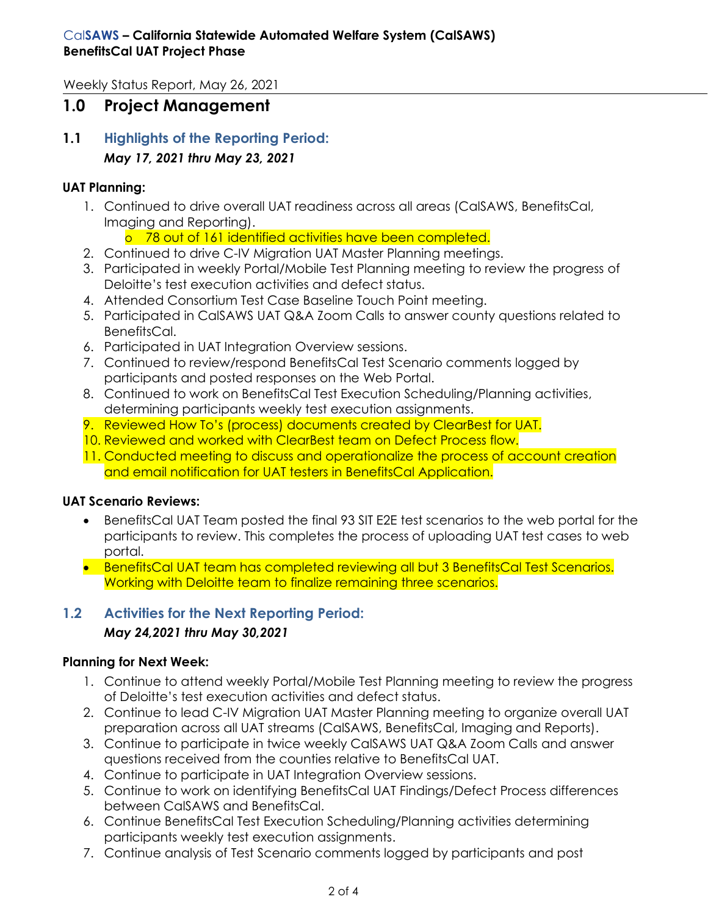Weekly Status Report, May 26, 2021

# 1.0 Project Management

## 1.1 Highlights of the Reporting Period:

*May 17, 2021 thru May 23, 2021*

**UAT Planning:**

1. Continued to drive overall UAT readiness across all areas (CalSAWS, BenefitsCal, Imaging and Reporting).
   - 78 out of 161 identified activities have been completed.
2. Continued to drive C-IV Migration UAT Master Planning meetings.
3. Participated in weekly Portal/Mobile Test Planning meeting to review the progress of Deloitte's test execution activities and defect status.
4. Attended Consortium Test Case Baseline Touch Point meeting.
5. Participated in CalSAWS UAT Q&A Zoom Calls to answer county questions related to BenefitsCal.
6. Participated in UAT Integration Overview sessions.
7. Continued to review/respond BenefitsCal Test Scenario comments logged by participants and posted responses on the Web Portal.
8. Continued to work on BenefitsCal Test Execution Scheduling/Planning activities, determining participants weekly test execution assignments.
9. Reviewed How To's (process) documents created by ClearBest for UAT.
10. Reviewed and worked with ClearBest team on Defect Process flow.
11. Conducted meeting to discuss and operationalize the process of account creation and email notification for UAT testers in BenefitsCal Application.

**UAT Scenario Reviews:**

- BenefitsCal UAT Team posted the final 93 SIT E2E test scenarios to the web portal for the participants to review. This completes the process of uploading UAT test cases to web portal.
- BenefitsCal UAT team has completed reviewing all but 3 BenefitsCal Test Scenarios. Working with Deloitte team to finalize remaining three scenarios.

## 1.2 Activities for the Next Reporting Period:

*May 24,2021 thru May 30,2021*

**Planning for Next Week:**

1. Continue to attend weekly Portal/Mobile Test Planning meeting to review the progress of Deloitte's test execution activities and defect status.
2. Continue to lead C-IV Migration UAT Master Planning meeting to organize overall UAT preparation across all UAT streams (CalSAWS, BenefitsCal, Imaging and Reports).
3. Continue to participate in twice weekly CalSAWS UAT Q&A Zoom Calls and answer questions received from the counties relative to BenefitsCal UAT.
4. Continue to participate in UAT Integration Overview sessions.
5. Continue to work on identifying BenefitsCal UAT Findings/Defect Process differences between CalSAWS and BenefitsCal.
6. Continue BenefitsCal Test Execution Scheduling/Planning activities determining participants weekly test execution assignments.
7. Continue analysis of Test Scenario comments logged by participants and post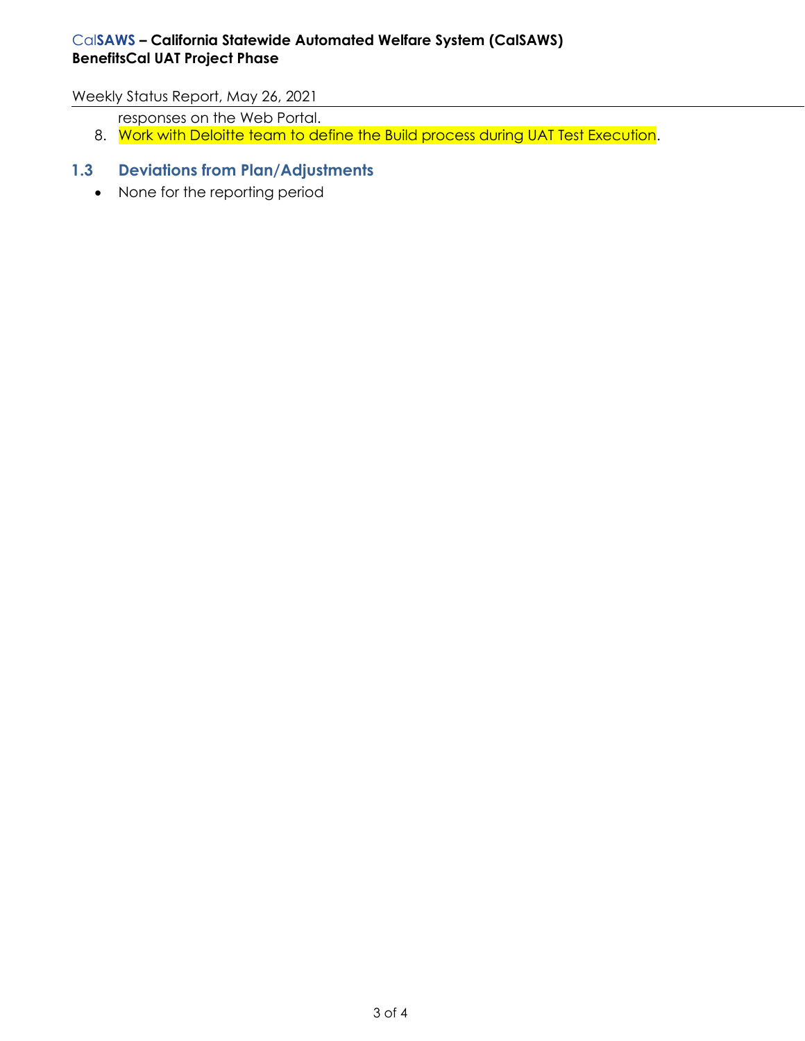responses on the Web Portal.

8. Work with Deloitte team to define the Build process during UAT Test Execution.

## 1.3 Deviations from Plan/Adjustments

- None for the reporting period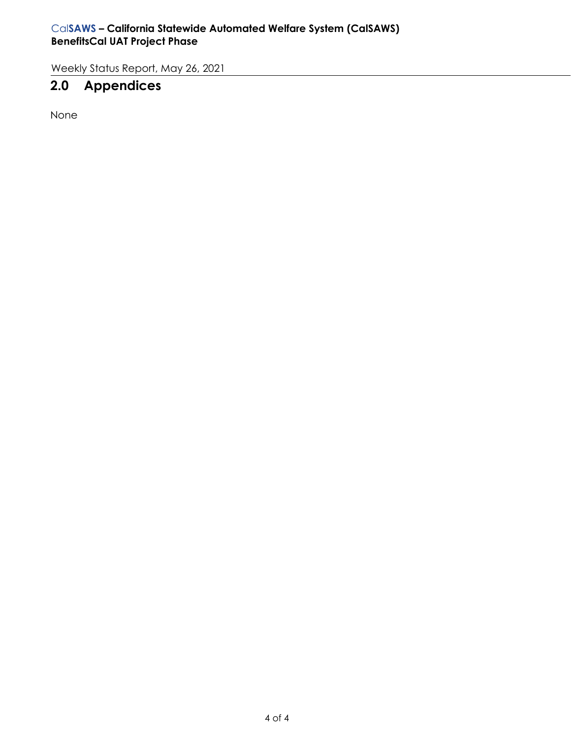## 2.0 Appendices

None